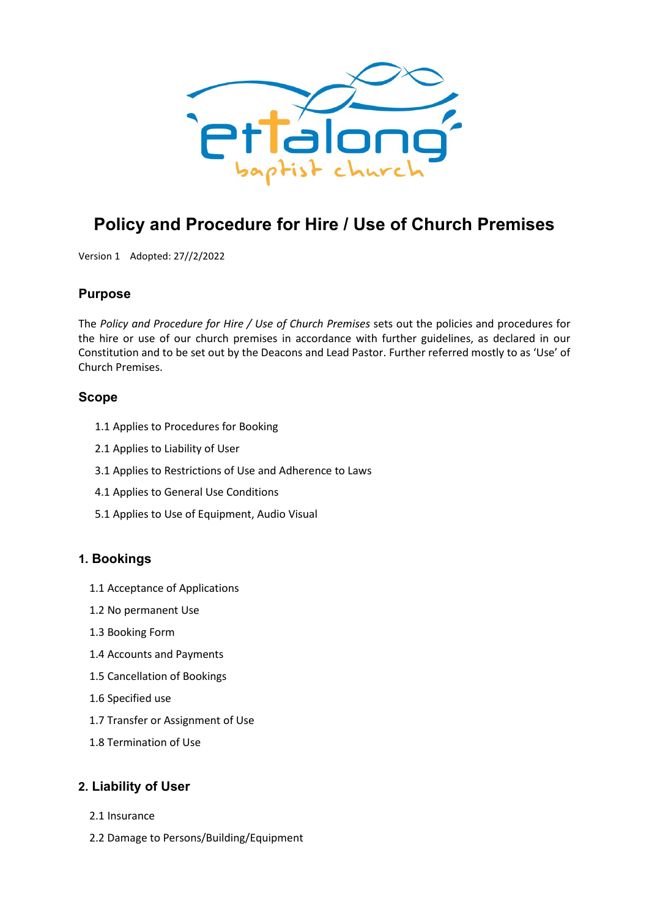# Policy and Procedure for Hire / Use of Church Premises

Version 1 Adopted: 27//2/2022

## Purpose

The *Policy and Procedure for Hire / Use of Church Premises* sets out the policies and procedures for the hire or use of our church premises in accordance with further guidelines, as declared in our Constitution and to be set out by the Deacons and Lead Pastor. Further referred mostly to as 'Use' of Church Premises.

## Scope

1.1 Applies to Procedures for Booking

2.1 Applies to Liability of User

3.1 Applies to Restrictions of Use and Adherence to Laws

4.1 Applies to General Use Conditions

5.1 Applies to Use of Equipment, Audio Visual

## 1. Bookings

1.1 Acceptance of Applications

1.2 No permanent Use

1.3 Booking Form

1.4 Accounts and Payments

1.5 Cancellation of Bookings

1.6 Specified use

1.7 Transfer or Assignment of Use

1.8 Termination of Use

## 2. Liability of User

2.1 Insurance

2.2 Damage to Persons/Building/Equipment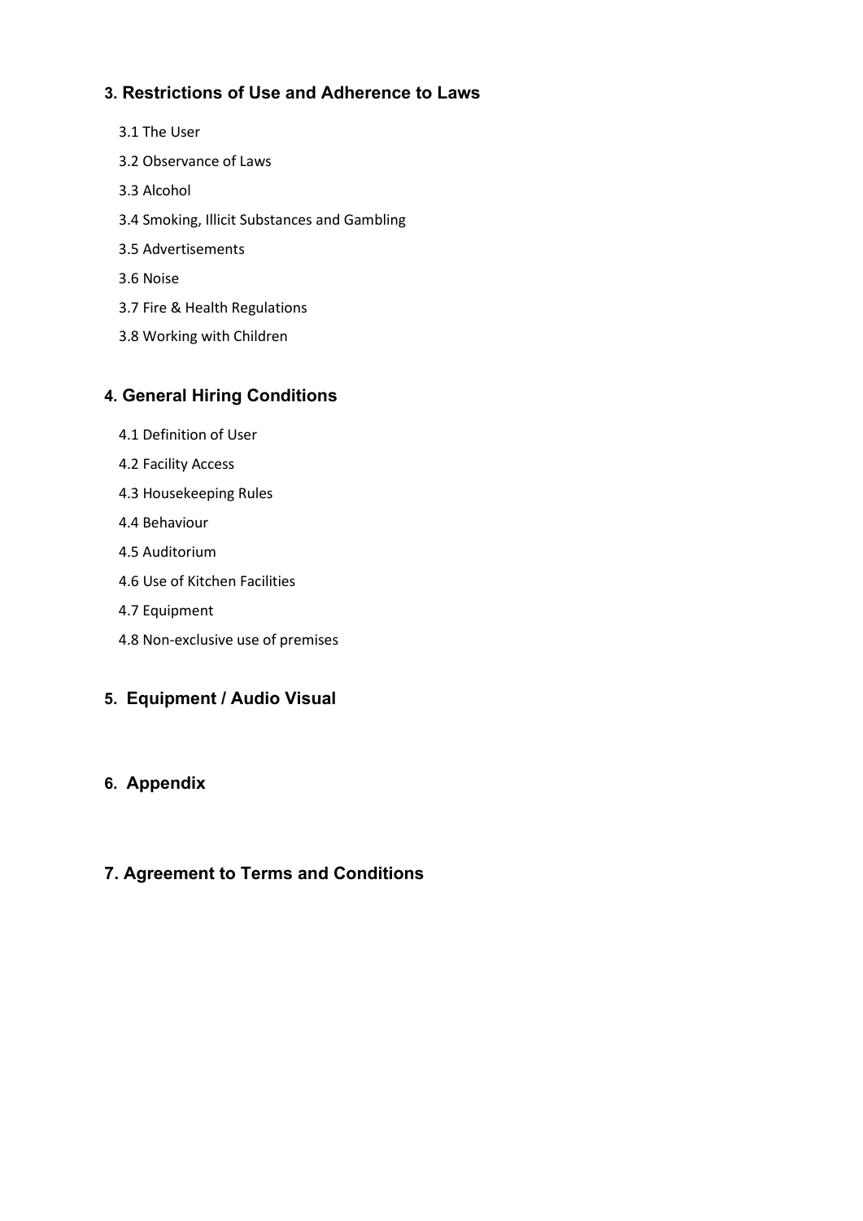## 3. Restrictions of Use and Adherence to Laws

3.1 The User

3.2 Observance of Laws

3.3 Alcohol

3.4 Smoking, Illicit Substances and Gambling

3.5 Advertisements

3.6 Noise

3.7 Fire & Health Regulations

3.8 Working with Children

## 4. General Hiring Conditions

4.1 Definition of User

4.2 Facility Access

4.3 Housekeeping Rules

4.4 Behaviour

4.5 Auditorium

4.6 Use of Kitchen Facilities

4.7 Equipment

4.8 Non-exclusive use of premises

## 5. Equipment / Audio Visual

## 6. Appendix

## 7. Agreement to Terms and Conditions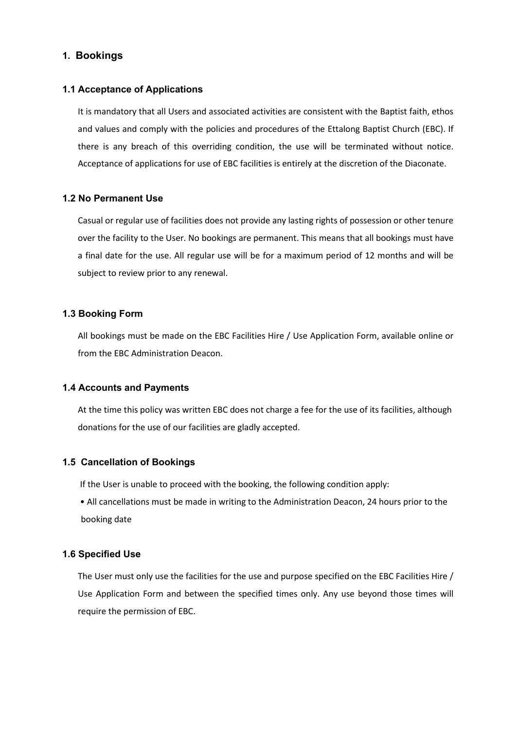## 1. Bookings

### 1.1 Acceptance of Applications

It is mandatory that all Users and associated activities are consistent with the Baptist faith, ethos and values and comply with the policies and procedures of the Ettalong Baptist Church (EBC). If there is any breach of this overriding condition, the use will be terminated without notice. Acceptance of applications for use of EBC facilities is entirely at the discretion of the Diaconate.

### 1.2 No Permanent Use

Casual or regular use of facilities does not provide any lasting rights of possession or other tenure over the facility to the User. No bookings are permanent. This means that all bookings must have a final date for the use. All regular use will be for a maximum period of 12 months and will be subject to review prior to any renewal.

### 1.3 Booking Form

All bookings must be made on the EBC Facilities Hire / Use Application Form, available online or from the EBC Administration Deacon.

### 1.4 Accounts and Payments

At the time this policy was written EBC does not charge a fee for the use of its facilities, although donations for the use of our facilities are gladly accepted.

### 1.5 Cancellation of Bookings

If the User is unable to proceed with the booking, the following condition apply:

- All cancellations must be made in writing to the Administration Deacon, 24 hours prior to the booking date

### 1.6 Specified Use

The User must only use the facilities for the use and purpose specified on the EBC Facilities Hire / Use Application Form and between the specified times only. Any use beyond those times will require the permission of EBC.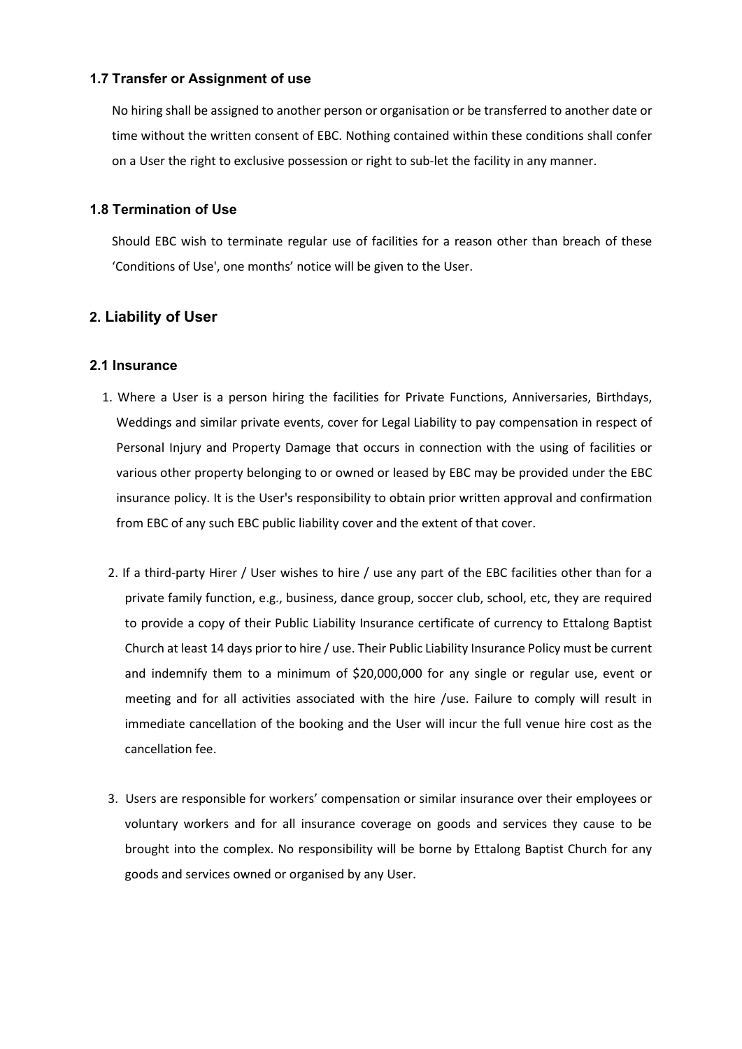### 1.7 Transfer or Assignment of use

No hiring shall be assigned to another person or organisation or be transferred to another date or time without the written consent of EBC. Nothing contained within these conditions shall confer on a User the right to exclusive possession or right to sub-let the facility in any manner.

### 1.8 Termination of Use

Should EBC wish to terminate regular use of facilities for a reason other than breach of these 'Conditions of Use', one months' notice will be given to the User.

## 2. Liability of User

### 2.1 Insurance

1. Where a User is a person hiring the facilities for Private Functions, Anniversaries, Birthdays, Weddings and similar private events, cover for Legal Liability to pay compensation in respect of Personal Injury and Property Damage that occurs in connection with the using of facilities or various other property belonging to or owned or leased by EBC may be provided under the EBC insurance policy. It is the User's responsibility to obtain prior written approval and confirmation from EBC of any such EBC public liability cover and the extent of that cover.

2. If a third-party Hirer / User wishes to hire / use any part of the EBC facilities other than for a private family function, e.g., business, dance group, soccer club, school, etc, they are required to provide a copy of their Public Liability Insurance certificate of currency to Ettalong Baptist Church at least 14 days prior to hire / use. Their Public Liability Insurance Policy must be current and indemnify them to a minimum of $20,000,000 for any single or regular use, event or meeting and for all activities associated with the hire /use. Failure to comply will result in immediate cancellation of the booking and the User will incur the full venue hire cost as the cancellation fee.

3. Users are responsible for workers' compensation or similar insurance over their employees or voluntary workers and for all insurance coverage on goods and services they cause to be brought into the complex. No responsibility will be borne by Ettalong Baptist Church for any goods and services owned or organised by any User.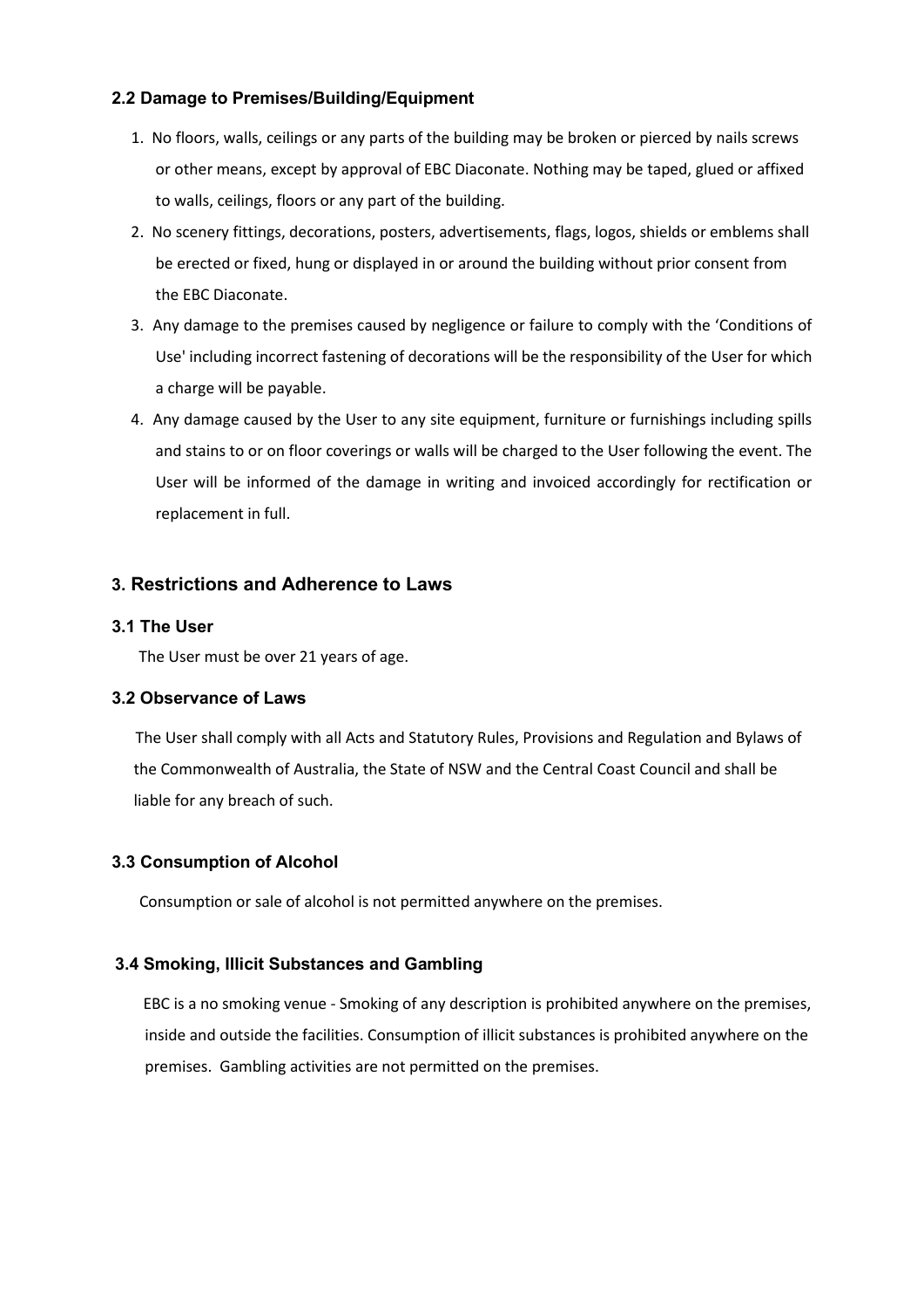### 2.2 Damage to Premises/Building/Equipment

1. No floors, walls, ceilings or any parts of the building may be broken or pierced by nails screws or other means, except by approval of EBC Diaconate. Nothing may be taped, glued or affixed to walls, ceilings, floors or any part of the building.
2. No scenery fittings, decorations, posters, advertisements, flags, logos, shields or emblems shall be erected or fixed, hung or displayed in or around the building without prior consent from the EBC Diaconate.
3. Any damage to the premises caused by negligence or failure to comply with the 'Conditions of Use' including incorrect fastening of decorations will be the responsibility of the User for which a charge will be payable.
4. Any damage caused by the User to any site equipment, furniture or furnishings including spills and stains to or on floor coverings or walls will be charged to the User following the event. The User will be informed of the damage in writing and invoiced accordingly for rectification or replacement in full.

## 3. Restrictions and Adherence to Laws

### 3.1 The User

The User must be over 21 years of age.

### 3.2 Observance of Laws

The User shall comply with all Acts and Statutory Rules, Provisions and Regulation and Bylaws of the Commonwealth of Australia, the State of NSW and the Central Coast Council and shall be liable for any breach of such.

### 3.3 Consumption of Alcohol

Consumption or sale of alcohol is not permitted anywhere on the premises.

### 3.4 Smoking, Illicit Substances and Gambling

EBC is a no smoking venue - Smoking of any description is prohibited anywhere on the premises, inside and outside the facilities. Consumption of illicit substances is prohibited anywhere on the premises. Gambling activities are not permitted on the premises.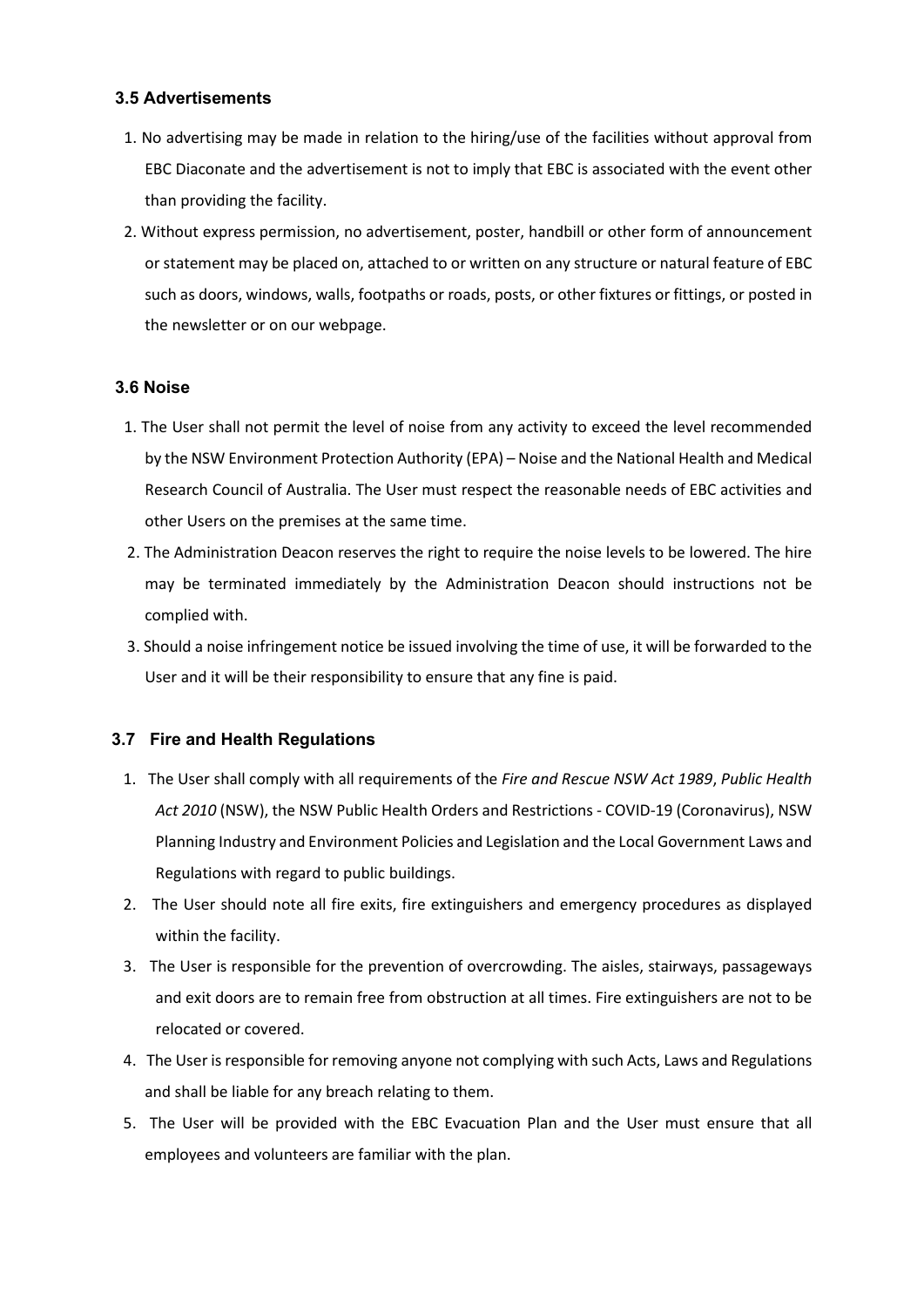### 3.5 Advertisements

1. No advertising may be made in relation to the hiring/use of the facilities without approval from EBC Diaconate and the advertisement is not to imply that EBC is associated with the event other than providing the facility.
2. Without express permission, no advertisement, poster, handbill or other form of announcement or statement may be placed on, attached to or written on any structure or natural feature of EBC such as doors, windows, walls, footpaths or roads, posts, or other fixtures or fittings, or posted in the newsletter or on our webpage.

### 3.6 Noise

1. The User shall not permit the level of noise from any activity to exceed the level recommended by the NSW Environment Protection Authority (EPA) – Noise and the National Health and Medical Research Council of Australia. The User must respect the reasonable needs of EBC activities and other Users on the premises at the same time.
2. The Administration Deacon reserves the right to require the noise levels to be lowered. The hire may be terminated immediately by the Administration Deacon should instructions not be complied with.
3. Should a noise infringement notice be issued involving the time of use, it will be forwarded to the User and it will be their responsibility to ensure that any fine is paid.

### 3.7 Fire and Health Regulations

1. The User shall comply with all requirements of the *Fire and Rescue NSW Act 1989*, *Public Health Act 2010* (NSW), the NSW Public Health Orders and Restrictions - COVID-19 (Coronavirus), NSW Planning Industry and Environment Policies and Legislation and the Local Government Laws and Regulations with regard to public buildings.
2. The User should note all fire exits, fire extinguishers and emergency procedures as displayed within the facility.
3. The User is responsible for the prevention of overcrowding. The aisles, stairways, passageways and exit doors are to remain free from obstruction at all times. Fire extinguishers are not to be relocated or covered.
4. The User is responsible for removing anyone not complying with such Acts, Laws and Regulations and shall be liable for any breach relating to them.
5. The User will be provided with the EBC Evacuation Plan and the User must ensure that all employees and volunteers are familiar with the plan.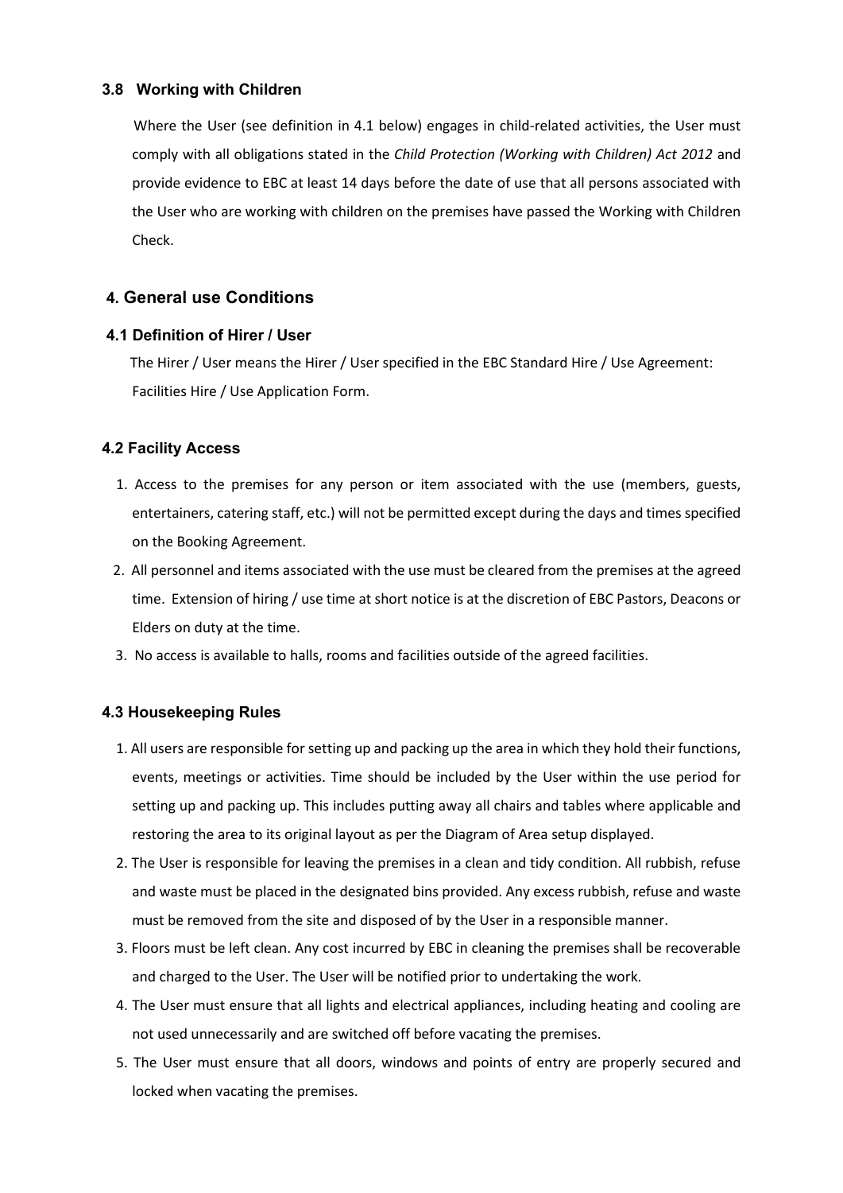### 3.8 Working with Children

Where the User (see definition in 4.1 below) engages in child-related activities, the User must comply with all obligations stated in the *Child Protection (Working with Children) Act 2012* and provide evidence to EBC at least 14 days before the date of use that all persons associated with the User who are working with children on the premises have passed the Working with Children Check.

## 4. General use Conditions

### 4.1 Definition of Hirer / User

The Hirer / User means the Hirer / User specified in the EBC Standard Hire / Use Agreement: Facilities Hire / Use Application Form.

### 4.2 Facility Access

1. Access to the premises for any person or item associated with the use (members, guests, entertainers, catering staff, etc.) will not be permitted except during the days and times specified on the Booking Agreement.
2. All personnel and items associated with the use must be cleared from the premises at the agreed time. Extension of hiring / use time at short notice is at the discretion of EBC Pastors, Deacons or Elders on duty at the time.
3. No access is available to halls, rooms and facilities outside of the agreed facilities.

### 4.3 Housekeeping Rules

1. All users are responsible for setting up and packing up the area in which they hold their functions, events, meetings or activities. Time should be included by the User within the use period for setting up and packing up. This includes putting away all chairs and tables where applicable and restoring the area to its original layout as per the Diagram of Area setup displayed.
2. The User is responsible for leaving the premises in a clean and tidy condition. All rubbish, refuse and waste must be placed in the designated bins provided. Any excess rubbish, refuse and waste must be removed from the site and disposed of by the User in a responsible manner.
3. Floors must be left clean. Any cost incurred by EBC in cleaning the premises shall be recoverable and charged to the User. The User will be notified prior to undertaking the work.
4. The User must ensure that all lights and electrical appliances, including heating and cooling are not used unnecessarily and are switched off before vacating the premises.
5. The User must ensure that all doors, windows and points of entry are properly secured and locked when vacating the premises.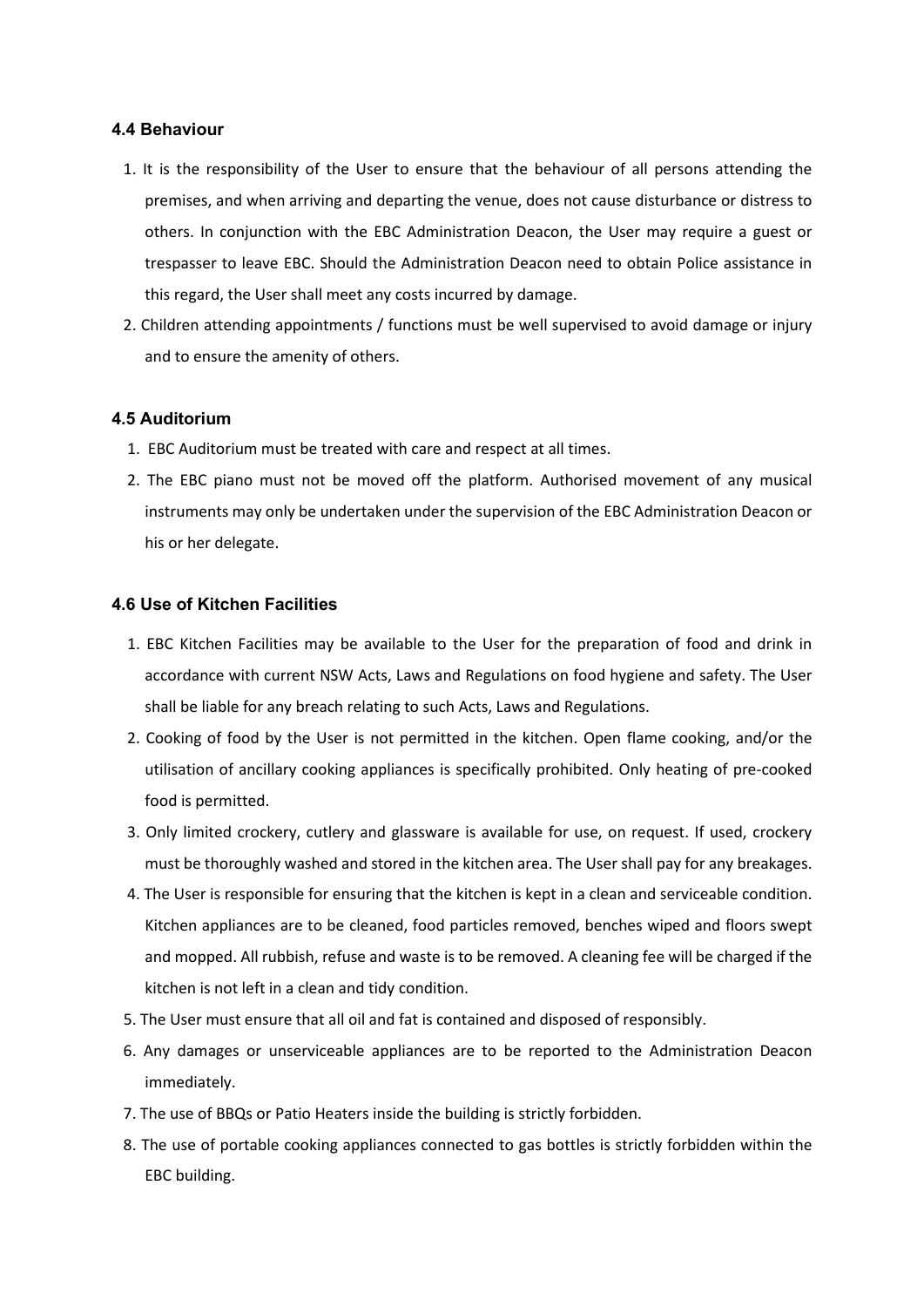### 4.4 Behaviour

1. It is the responsibility of the User to ensure that the behaviour of all persons attending the premises, and when arriving and departing the venue, does not cause disturbance or distress to others. In conjunction with the EBC Administration Deacon, the User may require a guest or trespasser to leave EBC. Should the Administration Deacon need to obtain Police assistance in this regard, the User shall meet any costs incurred by damage.
2. Children attending appointments / functions must be well supervised to avoid damage or injury and to ensure the amenity of others.

### 4.5 Auditorium

1. EBC Auditorium must be treated with care and respect at all times.
2. The EBC piano must not be moved off the platform. Authorised movement of any musical instruments may only be undertaken under the supervision of the EBC Administration Deacon or his or her delegate.

### 4.6 Use of Kitchen Facilities

1. EBC Kitchen Facilities may be available to the User for the preparation of food and drink in accordance with current NSW Acts, Laws and Regulations on food hygiene and safety. The User shall be liable for any breach relating to such Acts, Laws and Regulations.
2. Cooking of food by the User is not permitted in the kitchen. Open flame cooking, and/or the utilisation of ancillary cooking appliances is specifically prohibited. Only heating of pre-cooked food is permitted.
3. Only limited crockery, cutlery and glassware is available for use, on request. If used, crockery must be thoroughly washed and stored in the kitchen area. The User shall pay for any breakages.
4. The User is responsible for ensuring that the kitchen is kept in a clean and serviceable condition. Kitchen appliances are to be cleaned, food particles removed, benches wiped and floors swept and mopped. All rubbish, refuse and waste is to be removed. A cleaning fee will be charged if the kitchen is not left in a clean and tidy condition.
5. The User must ensure that all oil and fat is contained and disposed of responsibly.
6. Any damages or unserviceable appliances are to be reported to the Administration Deacon immediately.
7. The use of BBQs or Patio Heaters inside the building is strictly forbidden.
8. The use of portable cooking appliances connected to gas bottles is strictly forbidden within the EBC building.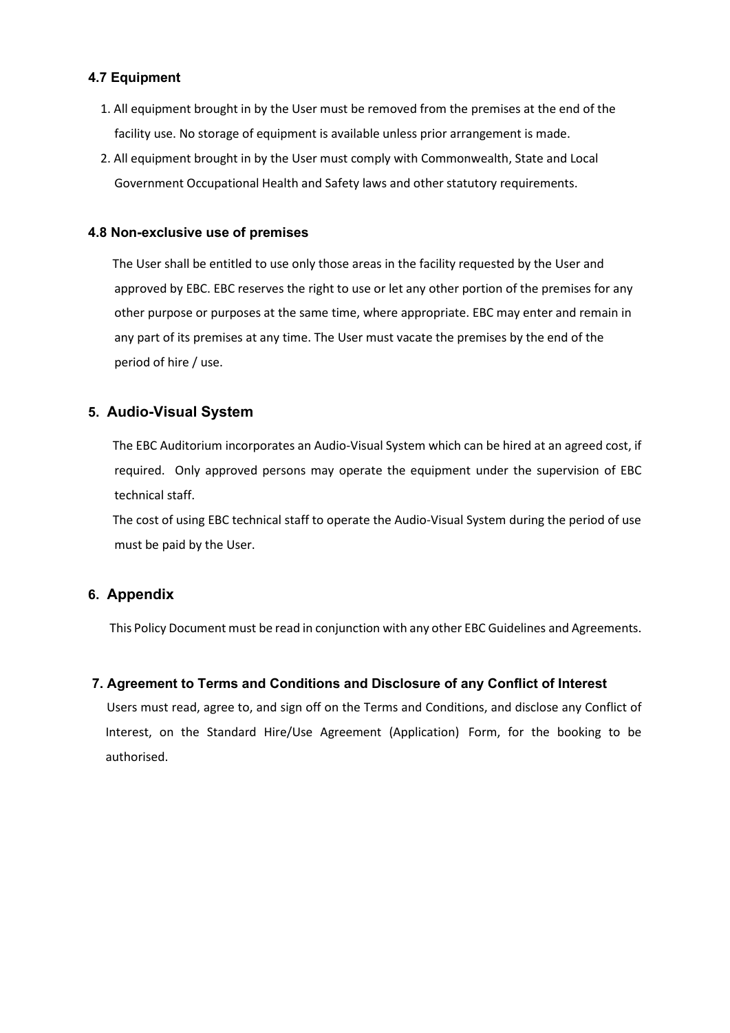### 4.7 Equipment

1. All equipment brought in by the User must be removed from the premises at the end of the facility use. No storage of equipment is available unless prior arrangement is made.
2. All equipment brought in by the User must comply with Commonwealth, State and Local Government Occupational Health and Safety laws and other statutory requirements.

### 4.8 Non-exclusive use of premises

The User shall be entitled to use only those areas in the facility requested by the User and approved by EBC. EBC reserves the right to use or let any other portion of the premises for any other purpose or purposes at the same time, where appropriate. EBC may enter and remain in any part of its premises at any time. The User must vacate the premises by the end of the period of hire / use.

## 5. Audio-Visual System

The EBC Auditorium incorporates an Audio-Visual System which can be hired at an agreed cost, if required. Only approved persons may operate the equipment under the supervision of EBC technical staff.

The cost of using EBC technical staff to operate the Audio-Visual System during the period of use must be paid by the User.

## 6. Appendix

This Policy Document must be read in conjunction with any other EBC Guidelines and Agreements.

### 7. Agreement to Terms and Conditions and Disclosure of any Conflict of Interest

Users must read, agree to, and sign off on the Terms and Conditions, and disclose any Conflict of Interest, on the Standard Hire/Use Agreement (Application) Form, for the booking to be authorised.